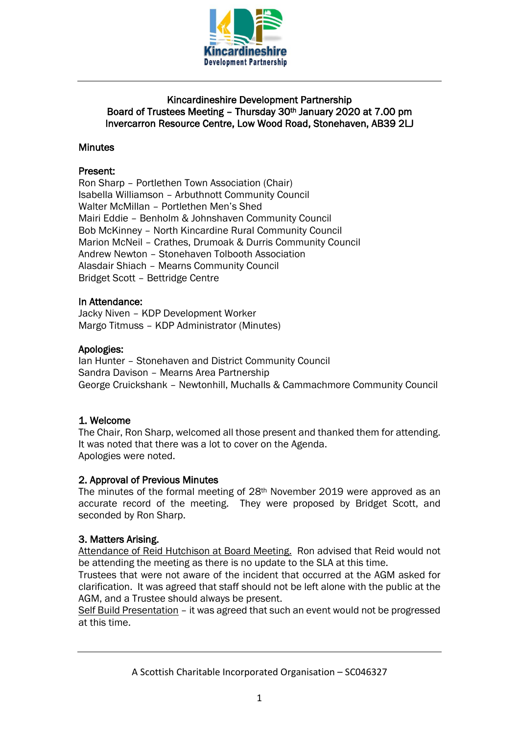Kincardineshire Development Partnership

# Kincardineshire Development Partnership
## Board of Trustees Meeting – Thursday 30th January 2020 at 7.00 pm
## Invercarron Resource Centre, Low Wood Road, Stonehaven, AB39 2LJ

### Minutes

**Present:**
Ron Sharp – Portlethen Town Association (Chair)
Isabella Williamson – Arbuthnott Community Council
Walter McMillan – Portlethen Men's Shed
Mairi Eddie – Benholm & Johnshaven Community Council
Bob McKinney – North Kincardine Rural Community Council
Marion McNeil – Crathes, Drumoak & Durris Community Council
Andrew Newton – Stonehaven Tolbooth Association
Alasdair Shiach – Mearns Community Council
Bridget Scott – Bettridge Centre

**In Attendance:**
Jacky Niven – KDP Development Worker
Margo Titmuss – KDP Administrator (Minutes)

**Apologies:**
Ian Hunter – Stonehaven and District Community Council
Sandra Davison – Mearns Area Partnership
George Cruickshank – Newtonhill, Muchalls & Cammachmore Community Council

### 1. Welcome
The Chair, Ron Sharp, welcomed all those present and thanked them for attending. It was noted that there was a lot to cover on the Agenda.
Apologies were noted.

### 2. Approval of Previous Minutes
The minutes of the formal meeting of 28th November 2019 were approved as an accurate record of the meeting. They were proposed by Bridget Scott, and seconded by Ron Sharp.

### 3. Matters Arising.
Attendance of Reid Hutchison at Board Meeting. Ron advised that Reid would not be attending the meeting as there is no update to the SLA at this time.
Trustees that were not aware of the incident that occurred at the AGM asked for clarification. It was agreed that staff should not be left alone with the public at the AGM, and a Trustee should always be present.
Self Build Presentation – it was agreed that such an event would not be progressed at this time.

A Scottish Charitable Incorporated Organisation – SC046327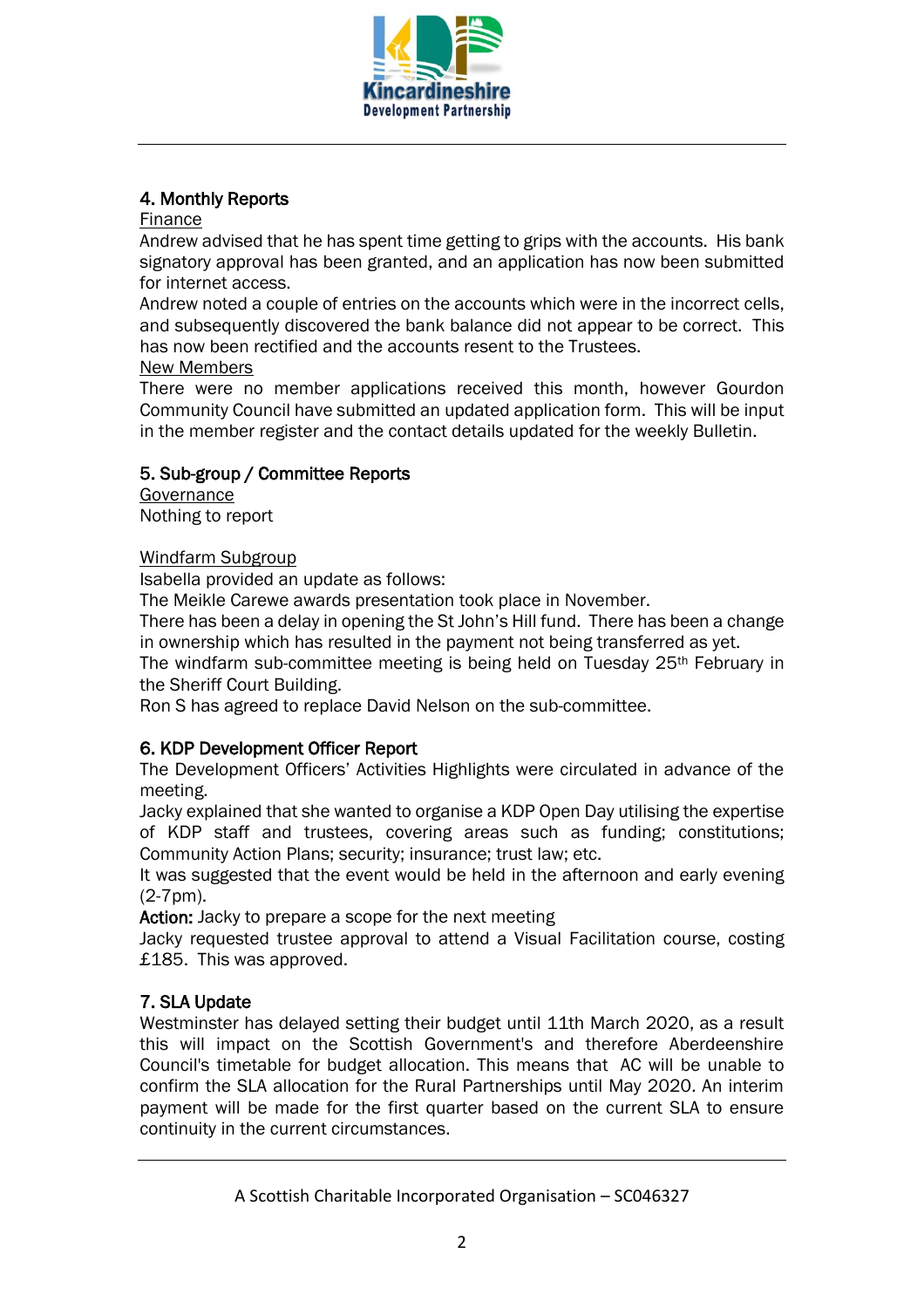## 4. Monthly Reports

Finance

Andrew advised that he has spent time getting to grips with the accounts. His bank signatory approval has been granted, and an application has now been submitted for internet access.

Andrew noted a couple of entries on the accounts which were in the incorrect cells, and subsequently discovered the bank balance did not appear to be correct. This has now been rectified and the accounts resent to the Trustees.

New Members

There were no member applications received this month, however Gourdon Community Council have submitted an updated application form. This will be input in the member register and the contact details updated for the weekly Bulletin.

## 5. Sub-group / Committee Reports

Governance

Nothing to report

Windfarm Subgroup

Isabella provided an update as follows:

The Meikle Carewe awards presentation took place in November.

There has been a delay in opening the St John's Hill fund. There has been a change in ownership which has resulted in the payment not being transferred as yet.

The windfarm sub-committee meeting is being held on Tuesday 25th February in the Sheriff Court Building.

Ron S has agreed to replace David Nelson on the sub-committee.

## 6. KDP Development Officer Report

The Development Officers' Activities Highlights were circulated in advance of the meeting.

Jacky explained that she wanted to organise a KDP Open Day utilising the expertise of KDP staff and trustees, covering areas such as funding; constitutions; Community Action Plans; security; insurance; trust law; etc.

It was suggested that the event would be held in the afternoon and early evening (2-7pm).

**Action:** Jacky to prepare a scope for the next meeting

Jacky requested trustee approval to attend a Visual Facilitation course, costing £185. This was approved.

## 7. SLA Update

Westminster has delayed setting their budget until 11th March 2020, as a result this will impact on the Scottish Government's and therefore Aberdeenshire Council's timetable for budget allocation. This means that AC will be unable to confirm the SLA allocation for the Rural Partnerships until May 2020. An interim payment will be made for the first quarter based on the current SLA to ensure continuity in the current circumstances.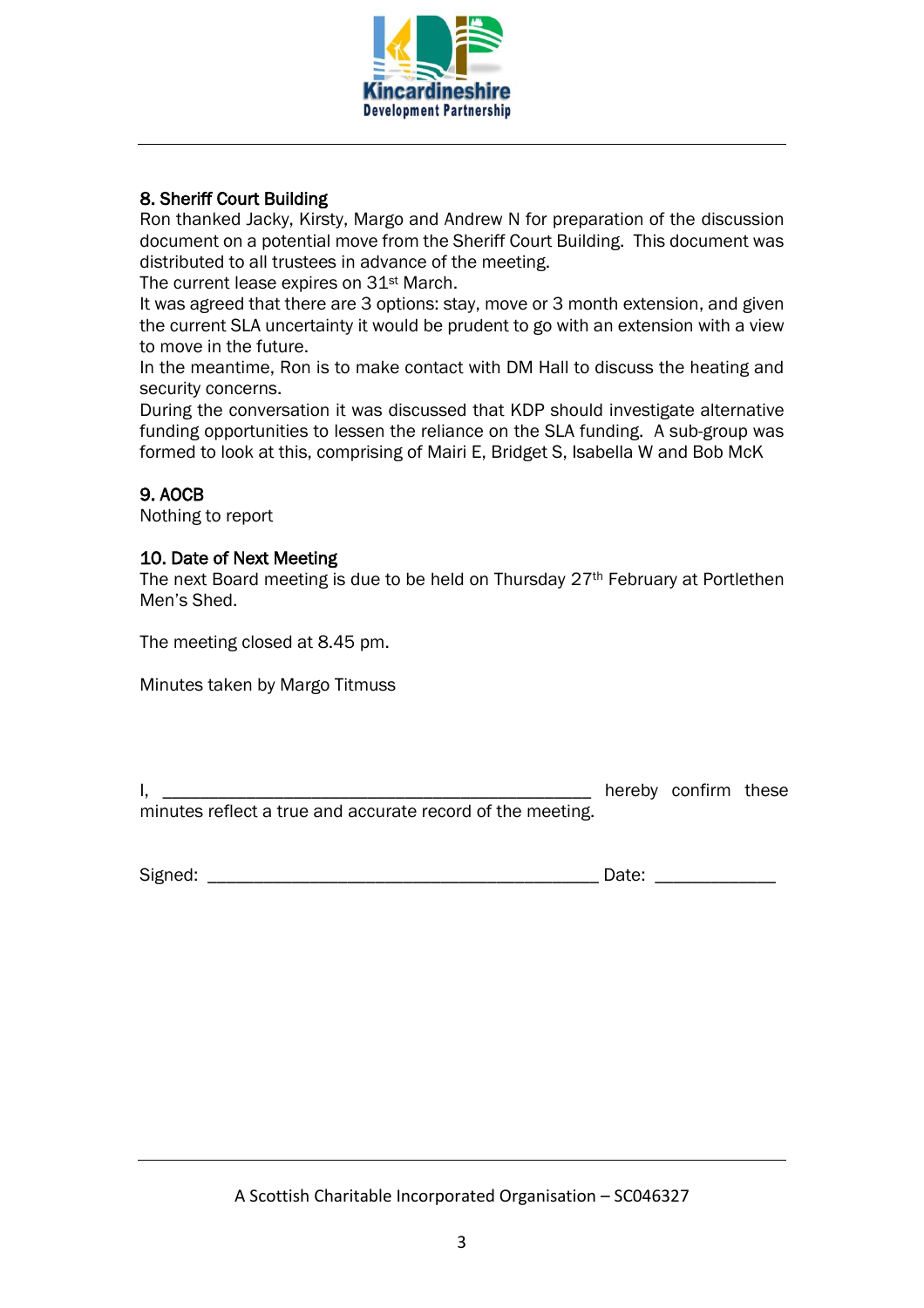## 8. Sheriff Court Building

Ron thanked Jacky, Kirsty, Margo and Andrew N for preparation of the discussion document on a potential move from the Sheriff Court Building. This document was distributed to all trustees in advance of the meeting.

The current lease expires on 31st March.

It was agreed that there are 3 options: stay, move or 3 month extension, and given the current SLA uncertainty it would be prudent to go with an extension with a view to move in the future.

In the meantime, Ron is to make contact with DM Hall to discuss the heating and security concerns.

During the conversation it was discussed that KDP should investigate alternative funding opportunities to lessen the reliance on the SLA funding. A sub-group was formed to look at this, comprising of Mairi E, Bridget S, Isabella W and Bob McK

## 9. AOCB

Nothing to report

## 10. Date of Next Meeting

The next Board meeting is due to be held on Thursday 27th February at Portlethen Men's Shed.

The meeting closed at 8.45 pm.

Minutes taken by Margo Titmuss

I, ______________________________________________ hereby confirm these minutes reflect a true and accurate record of the meeting.

Signed: _________________________________________ Date: _____________

A Scottish Charitable Incorporated Organisation – SC046327